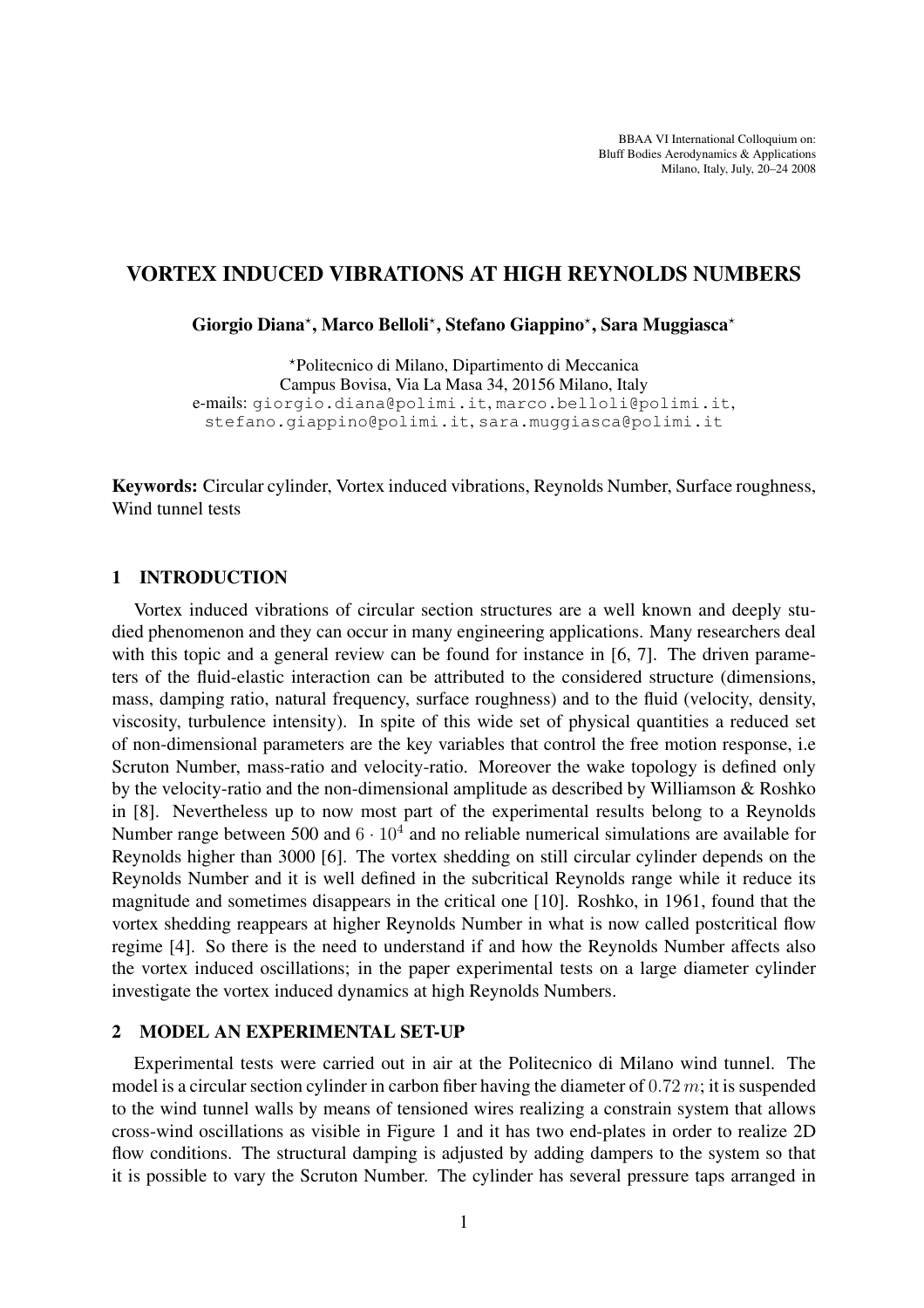BBAA VI International Colloquium on:
Bluff Bodies Aerodynamics & Applications
Milano, Italy, July, 20–24 2008

# VORTEX INDUCED VIBRATIONS AT HIGH REYNOLDS NUMBERS

**Giorgio Diana*, Marco Belloli*, Stefano Giappino*, Sara Muggiasca***

*Politecnico di Milano, Dipartimento di Meccanica
Campus Bovisa, Via La Masa 34, 20156 Milano, Italy
e-mails: giorgio.diana@polimi.it, marco.belloli@polimi.it, stefano.giappino@polimi.it, sara.muggiasca@polimi.it

**Keywords:** Circular cylinder, Vortex induced vibrations, Reynolds Number, Surface roughness, Wind tunnel tests

## 1 INTRODUCTION

Vortex induced vibrations of circular section structures are a well known and deeply studied phenomenon and they can occur in many engineering applications. Many researchers deal with this topic and a general review can be found for instance in [6, 7]. The driven parameters of the fluid-elastic interaction can be attributed to the considered structure (dimensions, mass, damping ratio, natural frequency, surface roughness) and to the fluid (velocity, density, viscosity, turbulence intensity). In spite of this wide set of physical quantities a reduced set of non-dimensional parameters are the key variables that control the free motion response, i.e Scruton Number, mass-ratio and velocity-ratio. Moreover the wake topology is defined only by the velocity-ratio and the non-dimensional amplitude as described by Williamson & Roshko in [8]. Nevertheless up to now most part of the experimental results belong to a Reynolds Number range between 500 and $6 \cdot 10^4$ and no reliable numerical simulations are available for Reynolds higher than 3000 [6]. The vortex shedding on still circular cylinder depends on the Reynolds Number and it is well defined in the subcritical Reynolds range while it reduce its magnitude and sometimes disappears in the critical one [10]. Roshko, in 1961, found that the vortex shedding reappears at higher Reynolds Number in what is now called postcritical flow regime [4]. So there is the need to understand if and how the Reynolds Number affects also the vortex induced oscillations; in the paper experimental tests on a large diameter cylinder investigate the vortex induced dynamics at high Reynolds Numbers.

## 2 MODEL AN EXPERIMENTAL SET-UP

Experimental tests were carried out in air at the Politecnico di Milano wind tunnel. The model is a circular section cylinder in carbon fiber having the diameter of $0.72\,m$; it is suspended to the wind tunnel walls by means of tensioned wires realizing a constrain system that allows cross-wind oscillations as visible in Figure 1 and it has two end-plates in order to realize 2D flow conditions. The structural damping is adjusted by adding dampers to the system so that it is possible to vary the Scruton Number. The cylinder has several pressure taps arranged in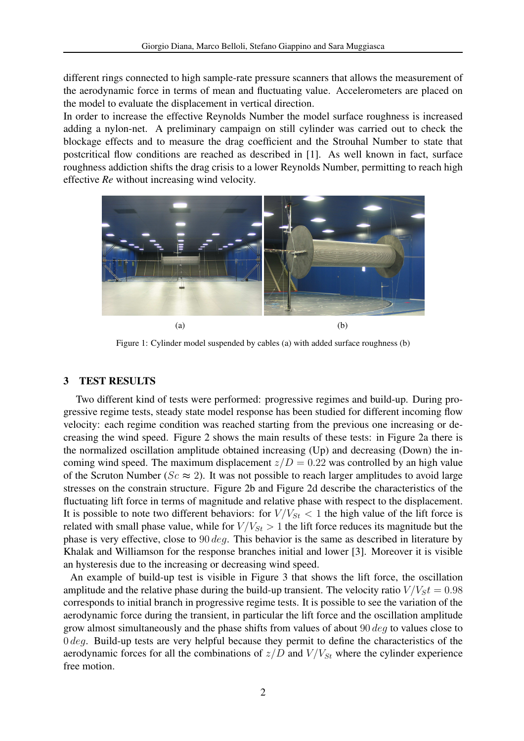different rings connected to high sample-rate pressure scanners that allows the measurement of the aerodynamic force in terms of mean and fluctuating value. Accelerometers are placed on the model to evaluate the displacement in vertical direction.
In order to increase the effective Reynolds Number the model surface roughness is increased adding a nylon-net. A preliminary campaign on still cylinder was carried out to check the blockage effects and to measure the drag coefficient and the Strouhal Number to state that postcritical flow conditions are reached as described in [1]. As well known in fact, surface roughness addiction shifts the drag crisis to a lower Reynolds Number, permitting to reach high effective *Re* without increasing wind velocity.

(a) (b)

Figure 1: Cylinder model suspended by cables (a) with added surface roughness (b)

## 3 TEST RESULTS

Two different kind of tests were performed: progressive regimes and build-up. During progressive regime tests, steady state model response has been studied for different incoming flow velocity: each regime condition was reached starting from the previous one increasing or decreasing the wind speed. Figure 2 shows the main results of these tests: in Figure 2a there is the normalized oscillation amplitude obtained increasing (Up) and decreasing (Down) the incoming wind speed. The maximum displacement $z/D = 0.22$ was controlled by an high value of the Scruton Number ($Sc \approx 2$). It was not possible to reach larger amplitudes to avoid large stresses on the constrain structure. Figure 2b and Figure 2d describe the characteristics of the fluctuating lift force in terms of magnitude and relative phase with respect to the displacement. It is possible to note two different behaviors: for $V/V_{St} < 1$ the high value of the lift force is related with small phase value, while for $V/V_{St} > 1$ the lift force reduces its magnitude but the phase is very effective, close to $90\,deg$. This behavior is the same as described in literature by Khalak and Williamson for the response branches initial and lower [3]. Moreover it is visible an hysteresis due to the increasing or decreasing wind speed.

An example of build-up test is visible in Figure 3 that shows the lift force, the oscillation amplitude and the relative phase during the build-up transient. The velocity ratio $V/V_St = 0.98$ corresponds to initial branch in progressive regime tests. It is possible to see the variation of the aerodynamic force during the transient, in particular the lift force and the oscillation amplitude grow almost simultaneously and the phase shifts from values of about $90\,deg$ to values close to $0\,deg$. Build-up tests are very helpful because they permit to define the characteristics of the aerodynamic forces for all the combinations of $z/D$ and $V/V_{St}$ where the cylinder experience free motion.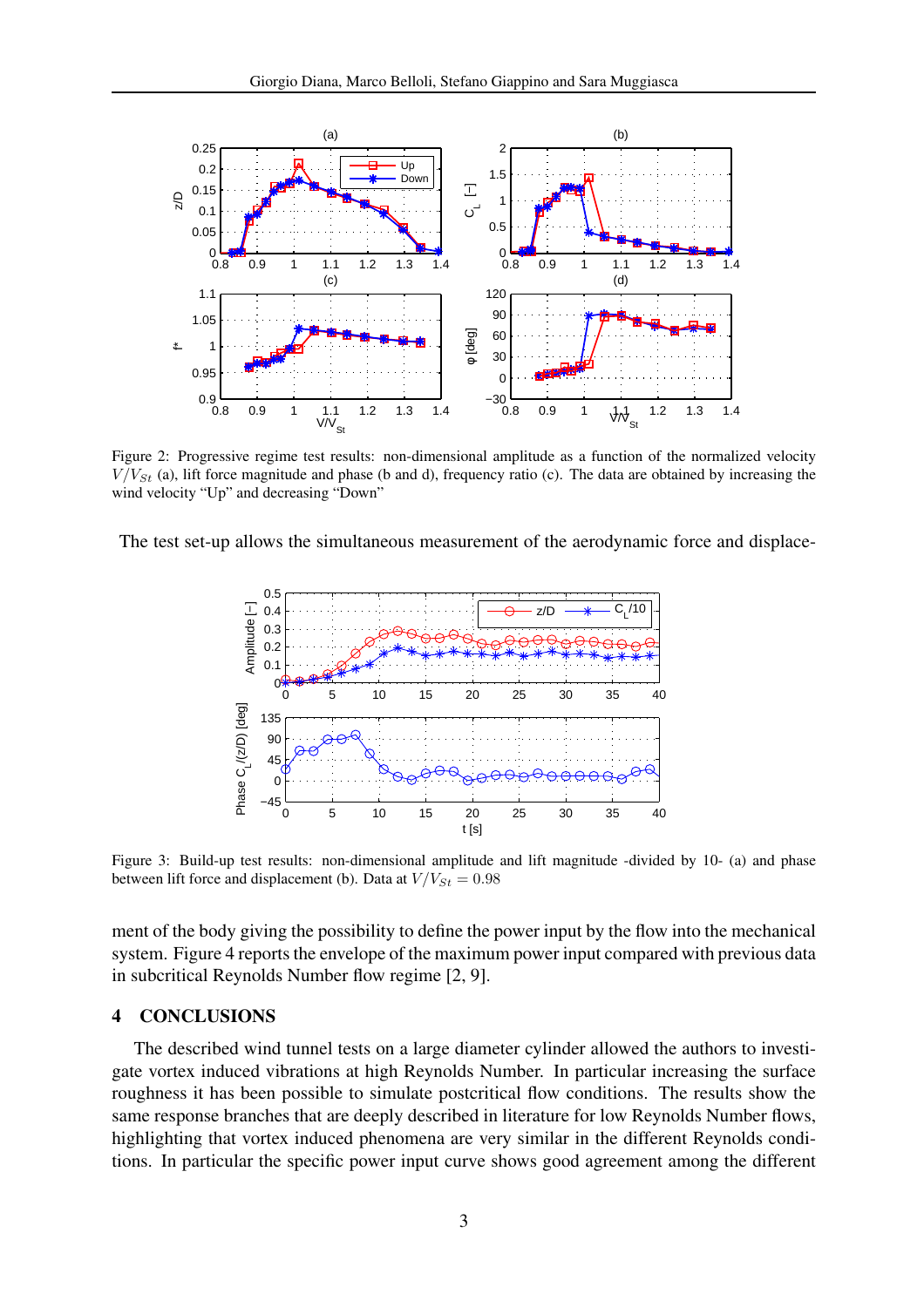Figure 2: Progressive regime test results: non-dimensional amplitude as a function of the normalized velocity $V/V_{St}$ (a), lift force magnitude and phase (b and d), frequency ratio (c). The data are obtained by increasing the wind velocity "Up" and decreasing "Down"

The test set-up allows the simultaneous measurement of the aerodynamic force and displacement of the body giving the possibility to define the power input by the flow into the mechanical system. Figure 4 reports the envelope of the maximum power input compared with previous data in subcritical Reynolds Number flow regime [2, 9].

Figure 3: Build-up test results: non-dimensional amplitude and lift magnitude -divided by 10- (a) and phase between lift force and displacement (b). Data at $V/V_{St} = 0.98$

## 4 CONCLUSIONS

The described wind tunnel tests on a large diameter cylinder allowed the authors to investigate vortex induced vibrations at high Reynolds Number. In particular increasing the surface roughness it has been possible to simulate postcritical flow conditions. The results show the same response branches that are deeply described in literature for low Reynolds Number flows, highlighting that vortex induced phenomena are very similar in the different Reynolds conditions. In particular the specific power input curve shows good agreement among the different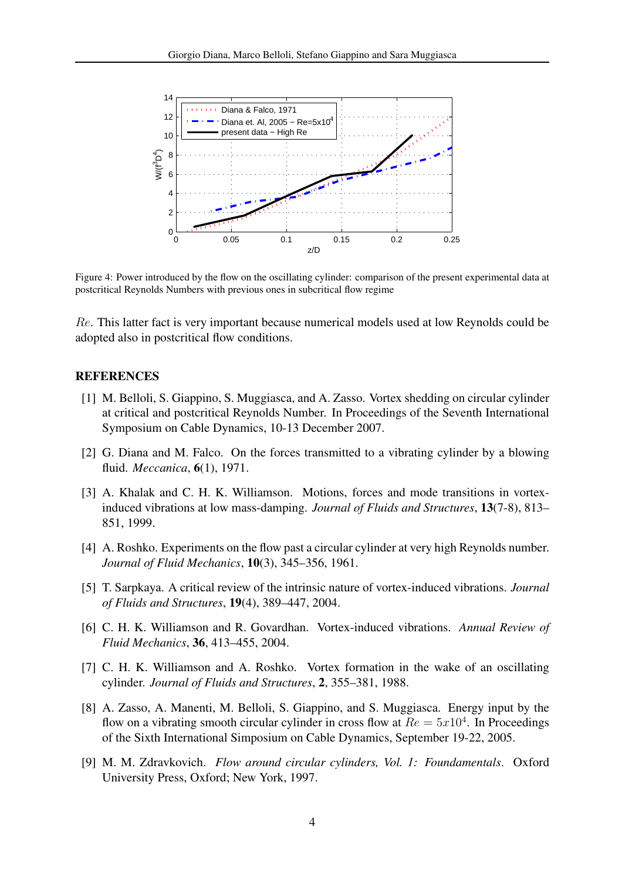Diana & Falco, 1971
Diana et. Al, 2005 − Re=5x10$^4$
present data − High Re

$W/(f^3D^4)$

z/D

0
2
4
6
8
10
12
14

0
0.05
0.1
0.15
0.2
0.25

Figure 4: Power introduced by the flow on the oscillating cylinder: comparison of the present experimental data at postcritical Reynolds Numbers with previous ones in subcritical flow regime

$Re$. This latter fact is very important because numerical models used at low Reynolds could be adopted also in postcritical flow conditions.

## REFERENCES

[1] M. Belloli, S. Giappino, S. Muggiasca, and A. Zasso. Vortex shedding on circular cylinder at critical and postcritical Reynolds Number. In Proceedings of the Seventh International Symposium on Cable Dynamics, 10-13 December 2007.

[2] G. Diana and M. Falco. On the forces transmitted to a vibrating cylinder by a blowing fluid. *Meccanica*, **6**(1), 1971.

[3] A. Khalak and C. H. K. Williamson. Motions, forces and mode transitions in vortex-induced vibrations at low mass-damping. *Journal of Fluids and Structures*, **13**(7-8), 813–851, 1999.

[4] A. Roshko. Experiments on the flow past a circular cylinder at very high Reynolds number. *Journal of Fluid Mechanics*, **10**(3), 345–356, 1961.

[5] T. Sarpkaya. A critical review of the intrinsic nature of vortex-induced vibrations. *Journal of Fluids and Structures*, **19**(4), 389–447, 2004.

[6] C. H. K. Williamson and R. Govardhan. Vortex-induced vibrations. *Annual Review of Fluid Mechanics*, **36**, 413–455, 2004.

[7] C. H. K. Williamson and A. Roshko. Vortex formation in the wake of an oscillating cylinder. *Journal of Fluids and Structures*, **2**, 355–381, 1988.

[8] A. Zasso, A. Manenti, M. Belloli, S. Giappino, and S. Muggiasca. Energy input by the flow on a vibrating smooth circular cylinder in cross flow at $Re = 5x10^4$. In Proceedings of the Sixth International Simposium on Cable Dynamics, September 19-22, 2005.

[9] M. M. Zdravkovich. *Flow around circular cylinders, Vol. 1: Foundamentals*. Oxford University Press, Oxford; New York, 1997.